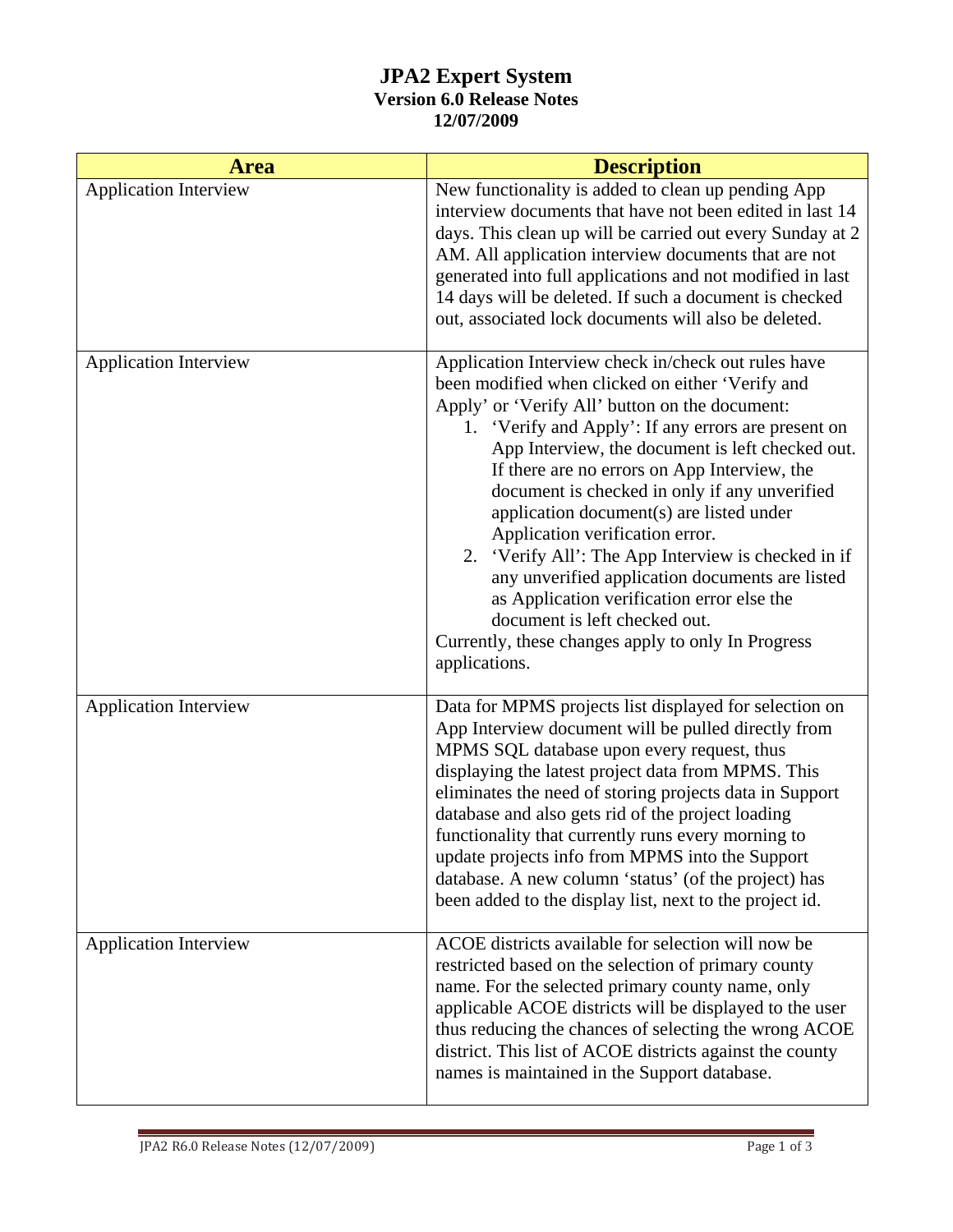# JPA2 Expert System

**Version 6.0 Release Notes**

**12/07/2009**

| Area | Description |
|---|---|
| Application Interview | New functionality is added to clean up pending App interview documents that have not been edited in last 14 days. This clean up will be carried out every Sunday at 2 AM. All application interview documents that are not generated into full applications and not modified in last 14 days will be deleted. If such a document is checked out, associated lock documents will also be deleted. |
| Application Interview | Application Interview check in/check out rules have been modified when clicked on either 'Verify and Apply' or 'Verify All' button on the document:<br>1. 'Verify and Apply': If any errors are present on App Interview, the document is left checked out. If there are no errors on App Interview, the document is checked in only if any unverified application document(s) are listed under Application verification error.<br>2. 'Verify All': The App Interview is checked in if any unverified application documents are listed as Application verification error else the document is left checked out.<br>Currently, these changes apply to only In Progress applications. |
| Application Interview | Data for MPMS projects list displayed for selection on App Interview document will be pulled directly from MPMS SQL database upon every request, thus displaying the latest project data from MPMS. This eliminates the need of storing projects data in Support database and also gets rid of the project loading functionality that currently runs every morning to update projects info from MPMS into the Support database. A new column 'status' (of the project) has been added to the display list, next to the project id. |
| Application Interview | ACOE districts available for selection will now be restricted based on the selection of primary county name. For the selected primary county name, only applicable ACOE districts will be displayed to the user thus reducing the chances of selecting the wrong ACOE district. This list of ACOE districts against the county names is maintained in the Support database. |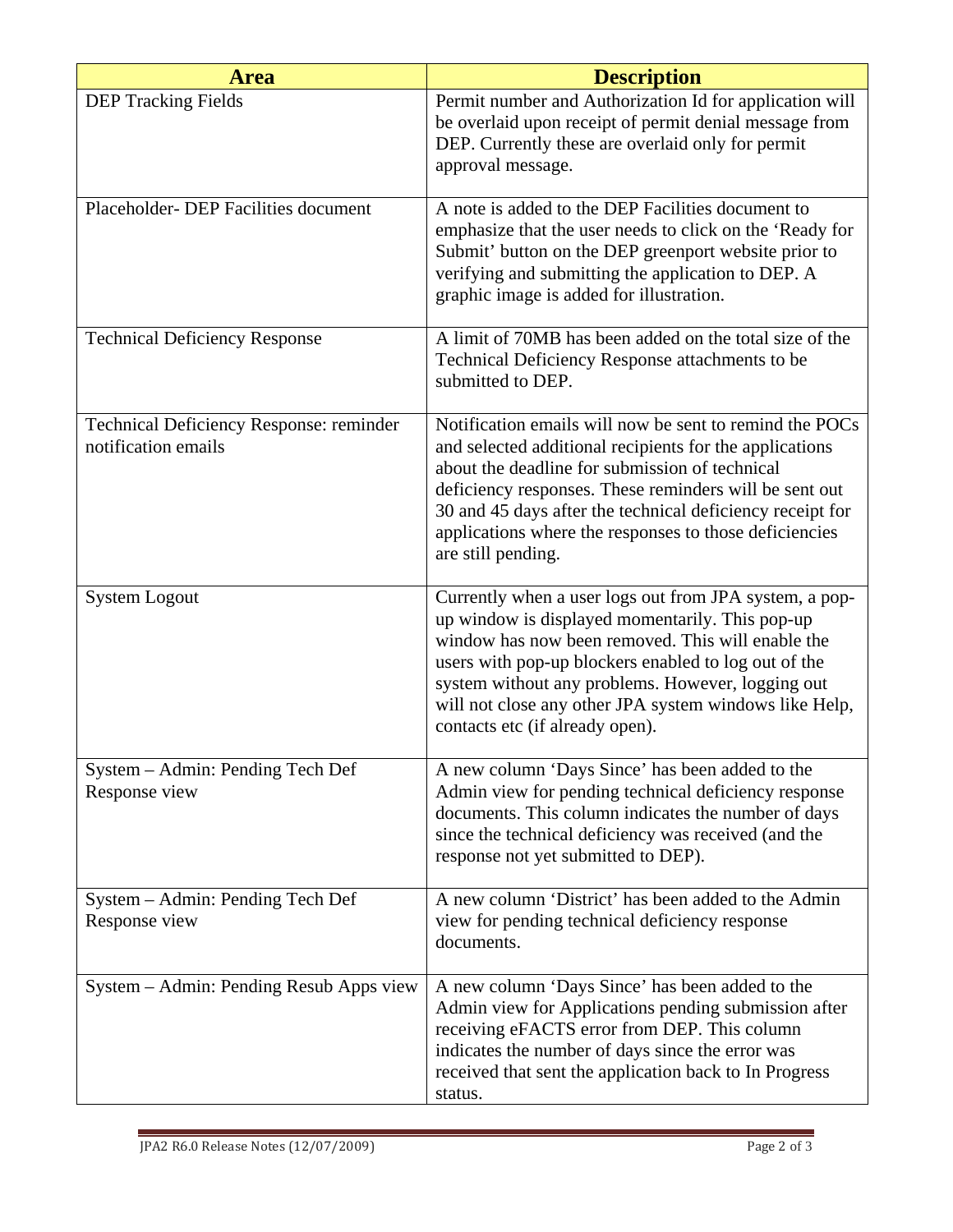| Area | Description |
| --- | --- |
| DEP Tracking Fields | Permit number and Authorization Id for application will be overlaid upon receipt of permit denial message from DEP. Currently these are overlaid only for permit approval message. |
| Placeholder- DEP Facilities document | A note is added to the DEP Facilities document to emphasize that the user needs to click on the 'Ready for Submit' button on the DEP greenport website prior to verifying and submitting the application to DEP. A graphic image is added for illustration. |
| Technical Deficiency Response | A limit of 70MB has been added on the total size of the Technical Deficiency Response attachments to be submitted to DEP. |
| Technical Deficiency Response: reminder notification emails | Notification emails will now be sent to remind the POCs and selected additional recipients for the applications about the deadline for submission of technical deficiency responses. These reminders will be sent out 30 and 45 days after the technical deficiency receipt for applications where the responses to those deficiencies are still pending. |
| System Logout | Currently when a user logs out from JPA system, a pop-up window is displayed momentarily. This pop-up window has now been removed. This will enable the users with pop-up blockers enabled to log out of the system without any problems. However, logging out will not close any other JPA system windows like Help, contacts etc (if already open). |
| System – Admin: Pending Tech Def Response view | A new column 'Days Since' has been added to the Admin view for pending technical deficiency response documents. This column indicates the number of days since the technical deficiency was received (and the response not yet submitted to DEP). |
| System – Admin: Pending Tech Def Response view | A new column 'District' has been added to the Admin view for pending technical deficiency response documents. |
| System – Admin: Pending Resub Apps view | A new column 'Days Since' has been added to the Admin view for Applications pending submission after receiving eFACTS error from DEP. This column indicates the number of days since the error was received that sent the application back to In Progress status. |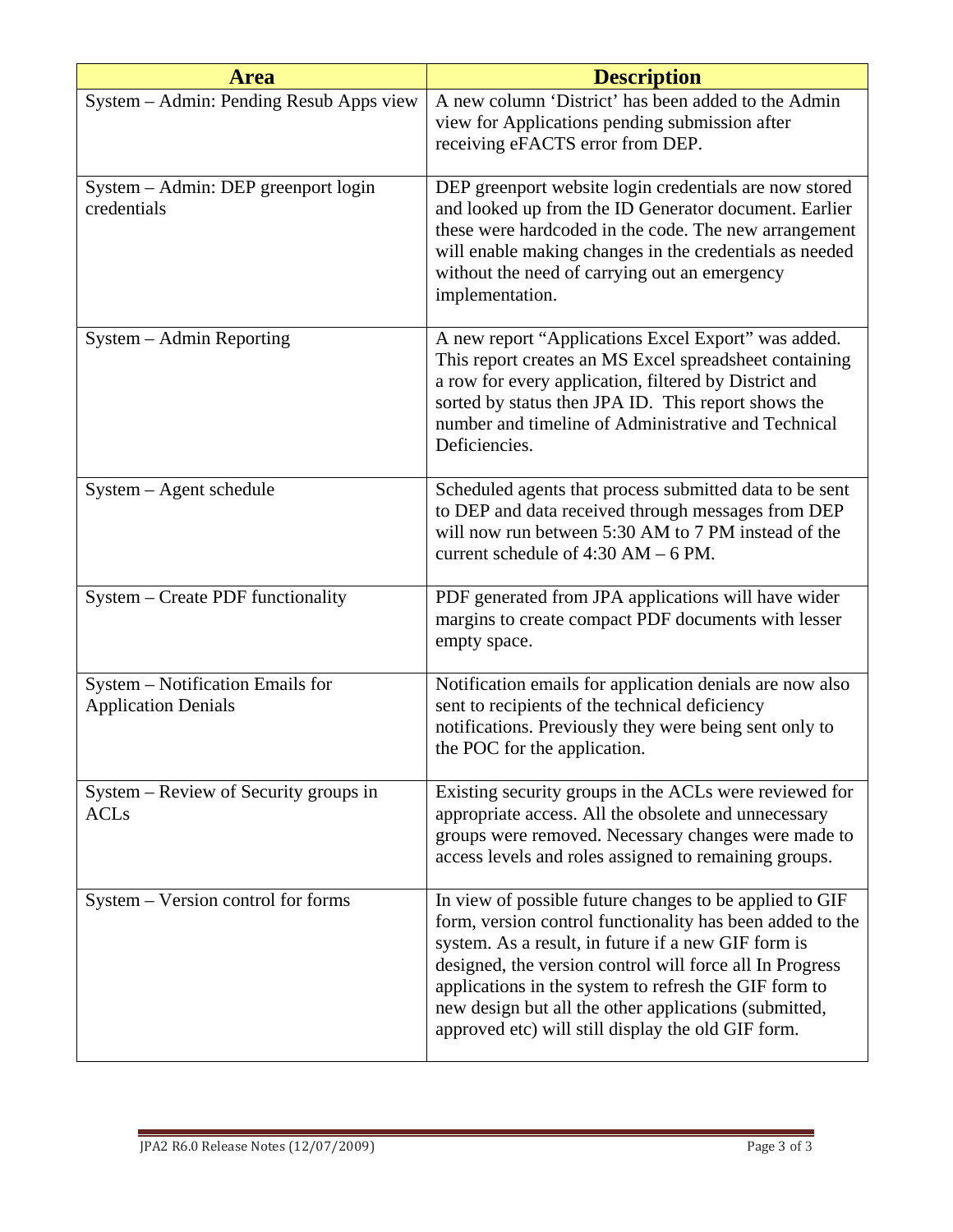| Area | Description |
|---|---|
| System – Admin: Pending Resub Apps view | A new column 'District' has been added to the Admin view for Applications pending submission after receiving eFACTS error from DEP. |
| System – Admin: DEP greenport login credentials | DEP greenport website login credentials are now stored and looked up from the ID Generator document. Earlier these were hardcoded in the code. The new arrangement will enable making changes in the credentials as needed without the need of carrying out an emergency implementation. |
| System – Admin Reporting | A new report "Applications Excel Export" was added. This report creates an MS Excel spreadsheet containing a row for every application, filtered by District and sorted by status then JPA ID. This report shows the number and timeline of Administrative and Technical Deficiencies. |
| System – Agent schedule | Scheduled agents that process submitted data to be sent to DEP and data received through messages from DEP will now run between 5:30 AM to 7 PM instead of the current schedule of 4:30 AM – 6 PM. |
| System – Create PDF functionality | PDF generated from JPA applications will have wider margins to create compact PDF documents with lesser empty space. |
| System – Notification Emails for Application Denials | Notification emails for application denials are now also sent to recipients of the technical deficiency notifications. Previously they were being sent only to the POC for the application. |
| System – Review of Security groups in ACLs | Existing security groups in the ACLs were reviewed for appropriate access. All the obsolete and unnecessary groups were removed. Necessary changes were made to access levels and roles assigned to remaining groups. |
| System – Version control for forms | In view of possible future changes to be applied to GIF form, version control functionality has been added to the system. As a result, in future if a new GIF form is designed, the version control will force all In Progress applications in the system to refresh the GIF form to new design but all the other applications (submitted, approved etc) will still display the old GIF form. |